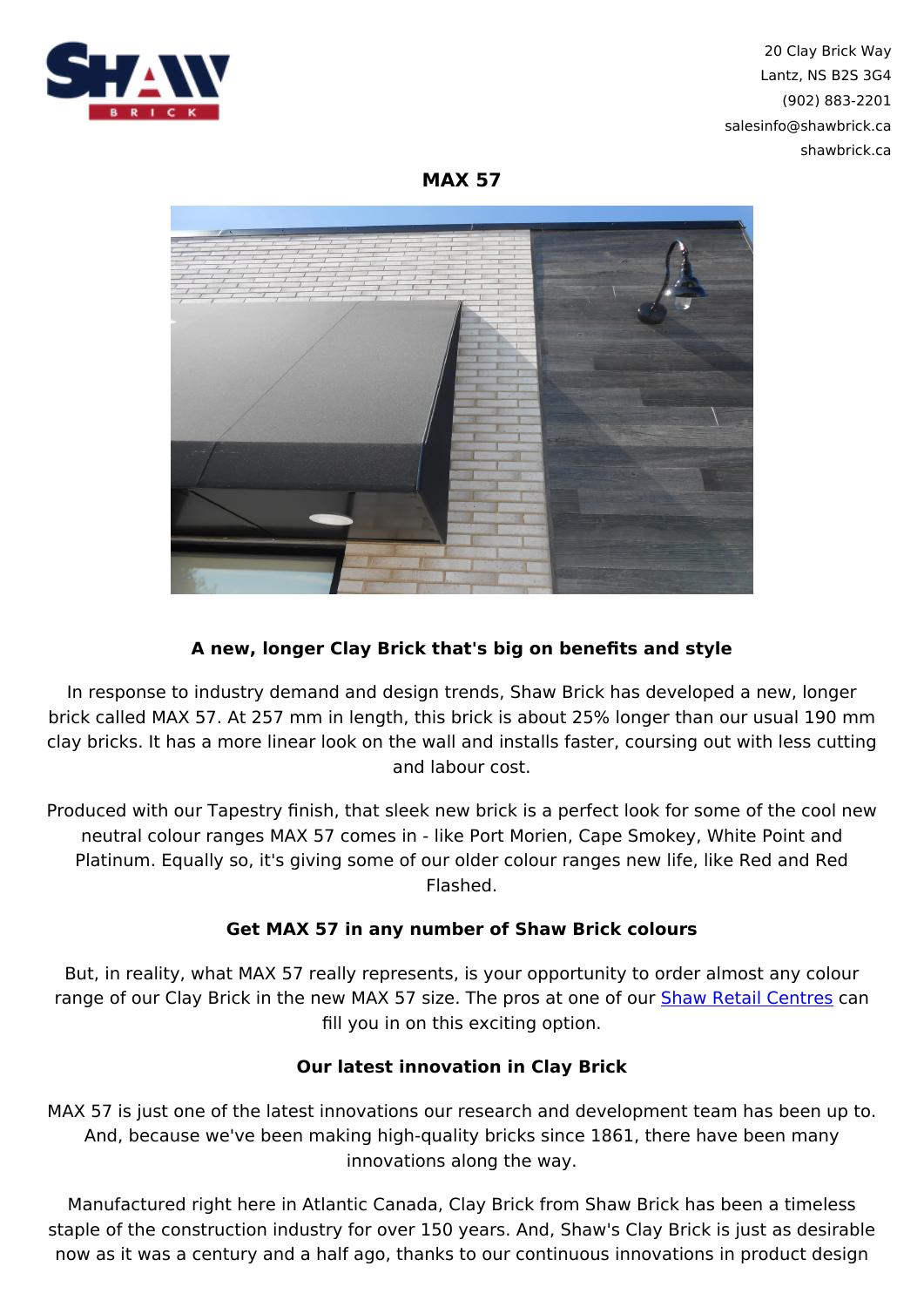20 Clay Brick Way
Lantz, NS B2S 3G4
(902) 883-2201
salesinfo@shawbrick.ca
shawbrick.ca

# MAX 57

### A new, longer Clay Brick that's big on benefits and style

In response to industry demand and design trends, Shaw Brick has developed a new, longer brick called MAX 57. At 257 mm in length, this brick is about 25% longer than our usual 190 mm clay bricks. It has a more linear look on the wall and installs faster, coursing out with less cutting and labour cost.

Produced with our Tapestry finish, that sleek new brick is a perfect look for some of the cool new neutral colour ranges MAX 57 comes in - like Port Morien, Cape Smokey, White Point and Platinum. Equally so, it's giving some of our older colour ranges new life, like Red and Red Flashed.

### Get MAX 57 in any number of Shaw Brick colours

But, in reality, what MAX 57 really represents, is your opportunity to order almost any colour range of our Clay Brick in the new MAX 57 size. The pros at one of our Shaw Retail Centres can fill you in on this exciting option.

### Our latest innovation in Clay Brick

MAX 57 is just one of the latest innovations our research and development team has been up to. And, because we've been making high-quality bricks since 1861, there have been many innovations along the way.

Manufactured right here in Atlantic Canada, Clay Brick from Shaw Brick has been a timeless staple of the construction industry for over 150 years. And, Shaw's Clay Brick is just as desirable now as it was a century and a half ago, thanks to our continuous innovations in product design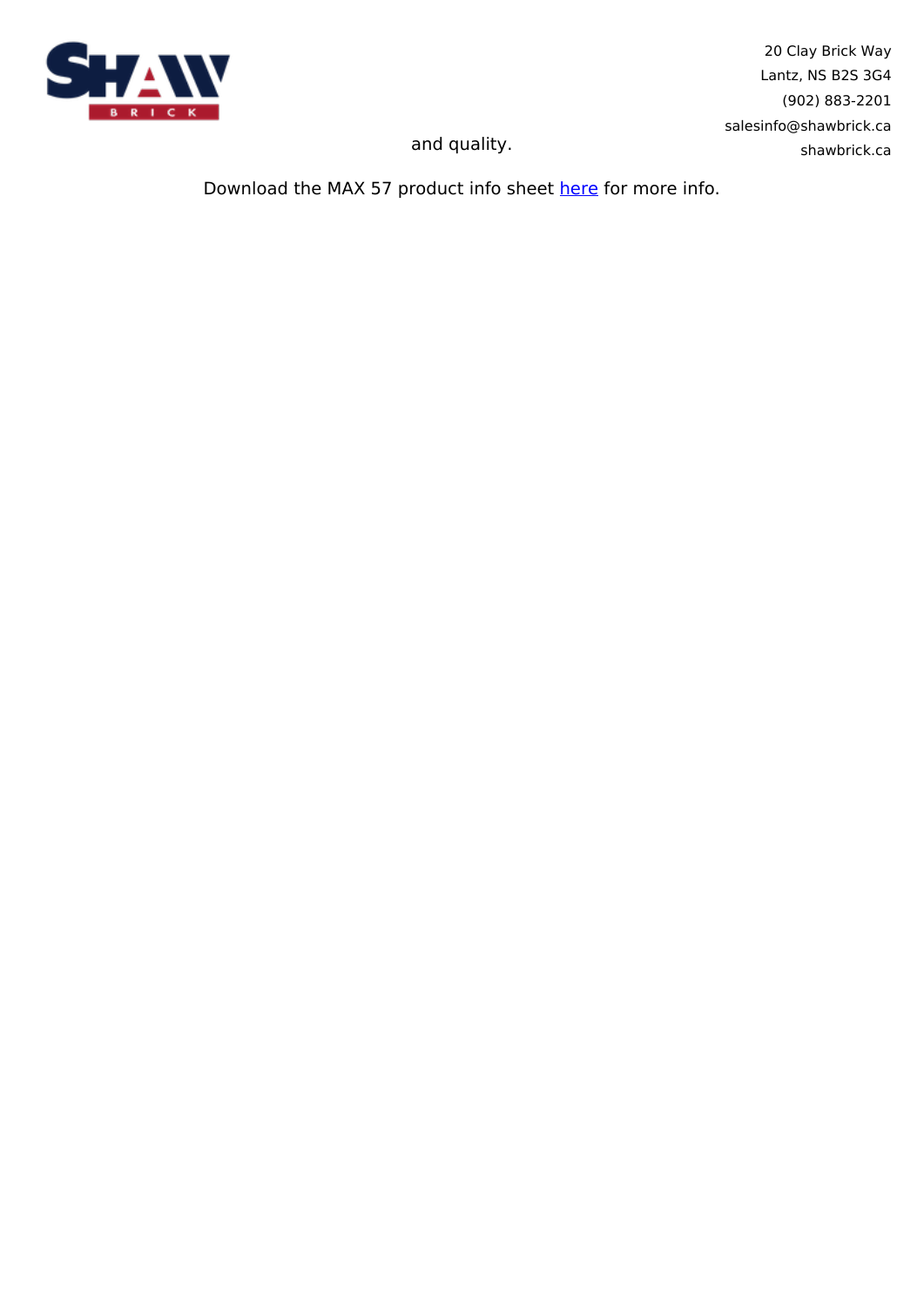and quality.

Download the MAX 57 product info sheet here for more info.